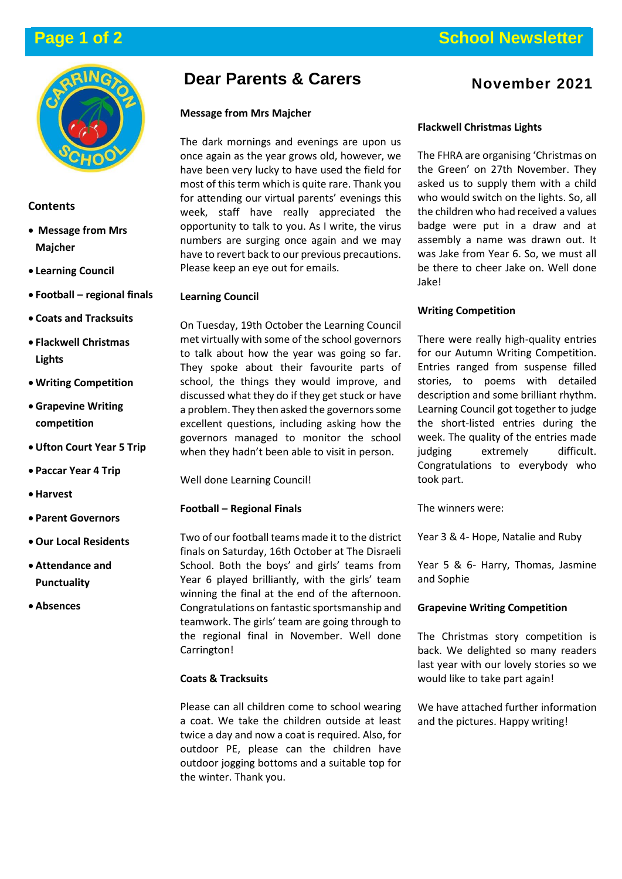# Dear Parents & Carers

**November 2021**

## Contents

- Message from Mrs Majcher
- Learning Council
- Football – regional finals
- Coats and Tracksuits
- Flackwell Christmas Lights
- Writing Competition
- Grapevine Writing competition
- Ufton Court Year 5 Trip
- Paccar Year 4 Trip
- Harvest
- Parent Governors
- Our Local Residents
- Attendance and Punctuality
- Absences

### Message from Mrs Majcher

The dark mornings and evenings are upon us once again as the year grows old, however, we have been very lucky to have used the field for most of this term which is quite rare. Thank you for attending our virtual parents' evenings this week, staff have really appreciated the opportunity to talk to you. As I write, the virus numbers are surging once again and we may have to revert back to our previous precautions. Please keep an eye out for emails.

### Learning Council

On Tuesday, 19th October the Learning Council met virtually with some of the school governors to talk about how the year was going so far. They spoke about their favourite parts of school, the things they would improve, and discussed what they do if they get stuck or have a problem. They then asked the governors some excellent questions, including asking how the governors managed to monitor the school when they hadn't been able to visit in person.

Well done Learning Council!

### Football – Regional Finals

Two of our football teams made it to the district finals on Saturday, 16th October at The Disraeli School. Both the boys' and girls' teams from Year 6 played brilliantly, with the girls' team winning the final at the end of the afternoon. Congratulations on fantastic sportsmanship and teamwork. The girls' team are going through to the regional final in November. Well done Carrington!

### Coats & Tracksuits

Please can all children come to school wearing a coat. We take the children outside at least twice a day and now a coat is required. Also, for outdoor PE, please can the children have outdoor jogging bottoms and a suitable top for the winter. Thank you.

### Flackwell Christmas Lights

The FHRA are organising 'Christmas on the Green' on 27th November. They asked us to supply them with a child who would switch on the lights. So, all the children who had received a values badge were put in a draw and at assembly a name was drawn out. It was Jake from Year 6. So, we must all be there to cheer Jake on. Well done Jake!

### Writing Competition

There were really high-quality entries for our Autumn Writing Competition. Entries ranged from suspense filled stories, to poems with detailed description and some brilliant rhythm. Learning Council got together to judge the short-listed entries during the week. The quality of the entries made judging extremely difficult. Congratulations to everybody who took part.

The winners were:

Year 3 & 4- Hope, Natalie and Ruby

Year 5 & 6- Harry, Thomas, Jasmine and Sophie

### Grapevine Writing Competition

The Christmas story competition is back. We delighted so many readers last year with our lovely stories so we would like to take part again!

We have attached further information and the pictures. Happy writing!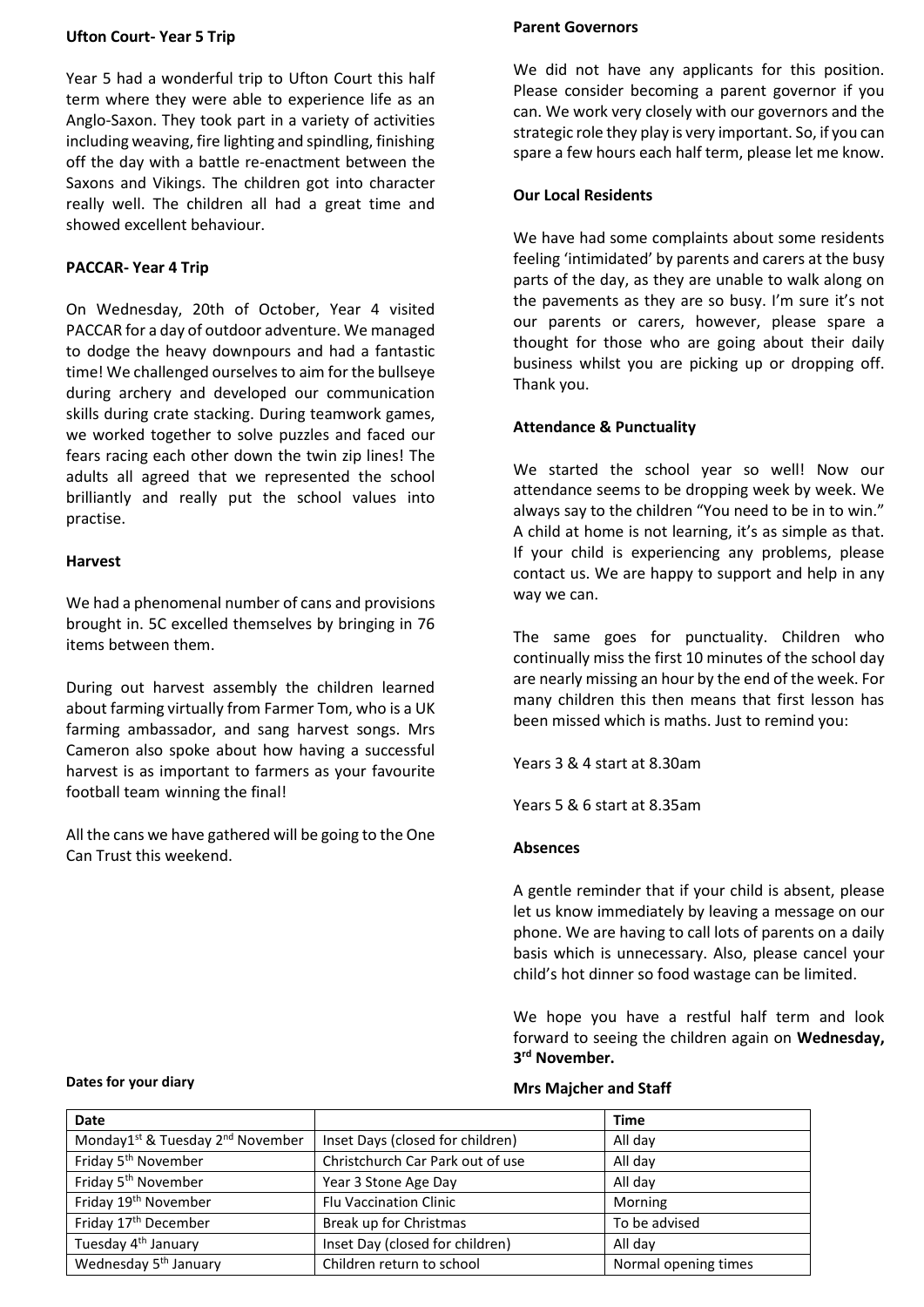**Ufton Court- Year 5 Trip**

Year 5 had a wonderful trip to Ufton Court this half term where they were able to experience life as an Anglo-Saxon. They took part in a variety of activities including weaving, fire lighting and spindling, finishing off the day with a battle re-enactment between the Saxons and Vikings. The children got into character really well. The children all had a great time and showed excellent behaviour.

**PACCAR- Year 4 Trip**

On Wednesday, 20th of October, Year 4 visited PACCAR for a day of outdoor adventure. We managed to dodge the heavy downpours and had a fantastic time! We challenged ourselves to aim for the bullseye during archery and developed our communication skills during crate stacking. During teamwork games, we worked together to solve puzzles and faced our fears racing each other down the twin zip lines! The adults all agreed that we represented the school brilliantly and really put the school values into practise.

**Harvest**

We had a phenomenal number of cans and provisions brought in. 5C excelled themselves by bringing in 76 items between them.

During out harvest assembly the children learned about farming virtually from Farmer Tom, who is a UK farming ambassador, and sang harvest songs. Mrs Cameron also spoke about how having a successful harvest is as important to farmers as your favourite football team winning the final!

All the cans we have gathered will be going to the One Can Trust this weekend.

**Parent Governors**

We did not have any applicants for this position. Please consider becoming a parent governor if you can. We work very closely with our governors and the strategic role they play is very important. So, if you can spare a few hours each half term, please let me know.

**Our Local Residents**

We have had some complaints about some residents feeling 'intimidated' by parents and carers at the busy parts of the day, as they are unable to walk along on the pavements as they are so busy. I'm sure it's not our parents or carers, however, please spare a thought for those who are going about their daily business whilst you are picking up or dropping off. Thank you.

**Attendance & Punctuality**

We started the school year so well! Now our attendance seems to be dropping week by week. We always say to the children "You need to be in to win." A child at home is not learning, it's as simple as that. If your child is experiencing any problems, please contact us. We are happy to support and help in any way we can.

The same goes for punctuality. Children who continually miss the first 10 minutes of the school day are nearly missing an hour by the end of the week. For many children this then means that first lesson has been missed which is maths. Just to remind you:

Years 3 & 4 start at 8.30am

Years 5 & 6 start at 8.35am

**Absences**

A gentle reminder that if your child is absent, please let us know immediately by leaving a message on our phone. We are having to call lots of parents on a daily basis which is unnecessary. Also, please cancel your child's hot dinner so food wastage can be limited.

We hope you have a restful half term and look forward to seeing the children again on **Wednesday, 3rd November.**

**Mrs Majcher and Staff**

**Dates for your diary**

| Date | | Time |
|---|---|---|
| Monday1st & Tuesday 2nd November | Inset Days (closed for children) | All day |
| Friday 5th November | Christchurch Car Park out of use | All day |
| Friday 5th November | Year 3 Stone Age Day | All day |
| Friday 19th November | Flu Vaccination Clinic | Morning |
| Friday 17th December | Break up for Christmas | To be advised |
| Tuesday 4th January | Inset Day (closed for children) | All day |
| Wednesday 5th January | Children return to school | Normal opening times |